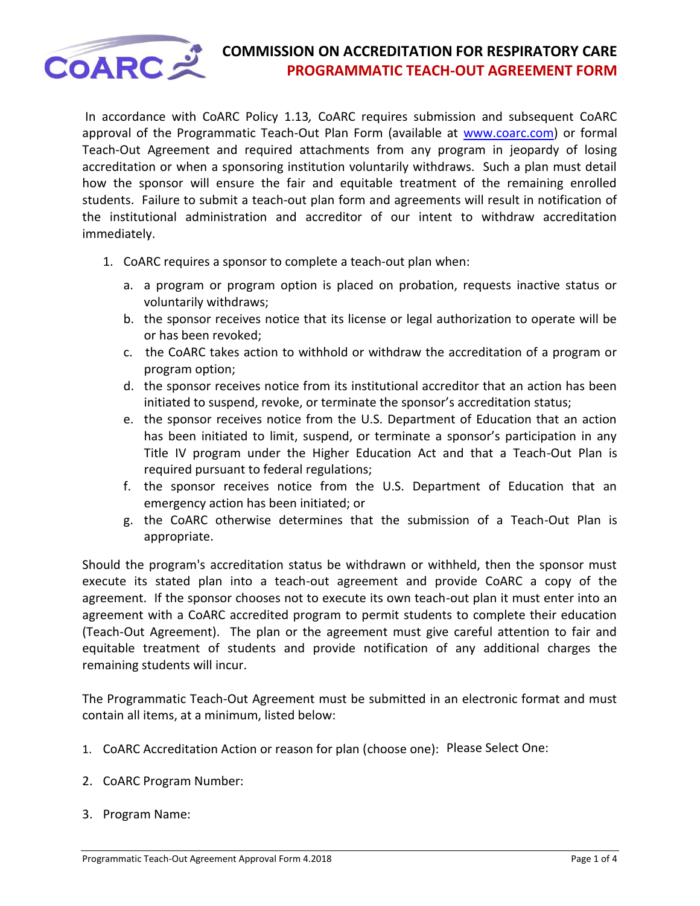# COMMISSION ON ACCREDITATION FOR RESPIRATORY CARE

## PROGRAMMATIC TEACH-OUT AGREEMENT FORM

In accordance with CoARC Policy 1.13*,* CoARC requires submission and subsequent CoARC approval of the Programmatic Teach-Out Plan Form (available at [www.coarc.com](www.coarc.com)) or formal Teach-Out Agreement and required attachments from any program in jeopardy of losing accreditation or when a sponsoring institution voluntarily withdraws. Such a plan must detail how the sponsor will ensure the fair and equitable treatment of the remaining enrolled students. Failure to submit a teach-out plan form and agreements will result in notification of the institutional administration and accreditor of our intent to withdraw accreditation immediately.

1. CoARC requires a sponsor to complete a teach-out plan when:
   a. a program or program option is placed on probation, requests inactive status or voluntarily withdraws;
   b. the sponsor receives notice that its license or legal authorization to operate will be or has been revoked;
   c. the CoARC takes action to withhold or withdraw the accreditation of a program or program option;
   d. the sponsor receives notice from its institutional accreditor that an action has been initiated to suspend, revoke, or terminate the sponsor's accreditation status;
   e. the sponsor receives notice from the U.S. Department of Education that an action has been initiated to limit, suspend, or terminate a sponsor's participation in any Title IV program under the Higher Education Act and that a Teach-Out Plan is required pursuant to federal regulations;
   f. the sponsor receives notice from the U.S. Department of Education that an emergency action has been initiated; or
   g. the CoARC otherwise determines that the submission of a Teach-Out Plan is appropriate.

Should the program's accreditation status be withdrawn or withheld, then the sponsor must execute its stated plan into a teach-out agreement and provide CoARC a copy of the agreement. If the sponsor chooses not to execute its own teach-out plan it must enter into an agreement with a CoARC accredited program to permit students to complete their education (Teach-Out Agreement). The plan or the agreement must give careful attention to fair and equitable treatment of students and provide notification of any additional charges the remaining students will incur.

The Programmatic Teach-Out Agreement must be submitted in an electronic format and must contain all items, at a minimum, listed below:

1. CoARC Accreditation Action or reason for plan (choose one): Please Select One:
2. CoARC Program Number:
3. Program Name: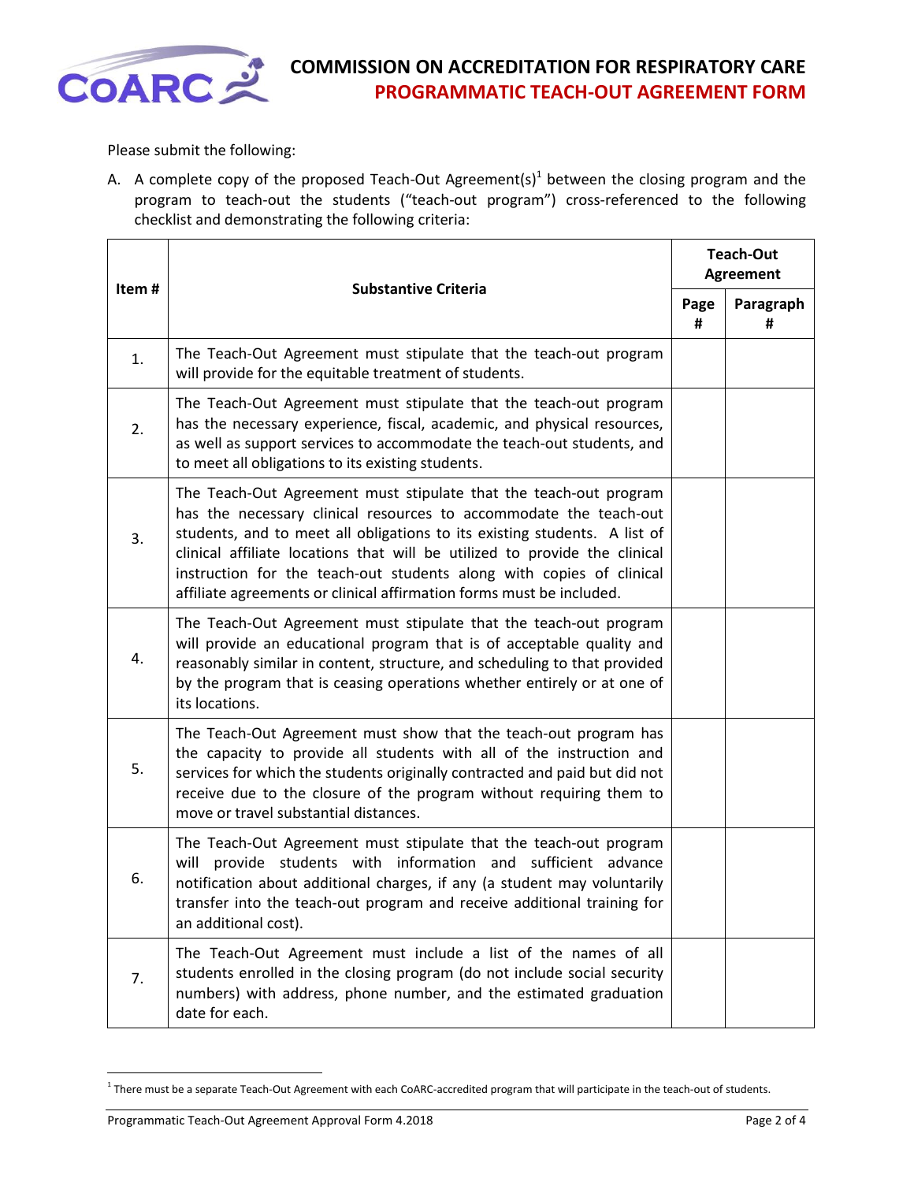# COMMISSION ON ACCREDITATION FOR RESPIRATORY CARE
## PROGRAMMATIC TEACH-OUT AGREEMENT FORM

Please submit the following:

A. A complete copy of the proposed Teach-Out Agreement(s)[1] between the closing program and the program to teach-out the students ("teach-out program") cross-referenced to the following checklist and demonstrating the following criteria:

| Item # | Substantive Criteria | Teach-Out Agreement | |
|---|---|---|---|
| | | Page # | Paragraph # |
| 1. | The Teach-Out Agreement must stipulate that the teach-out program will provide for the equitable treatment of students. | | |
| 2. | The Teach-Out Agreement must stipulate that the teach-out program has the necessary experience, fiscal, academic, and physical resources, as well as support services to accommodate the teach-out students, and to meet all obligations to its existing students. | | |
| 3. | The Teach-Out Agreement must stipulate that the teach-out program has the necessary clinical resources to accommodate the teach-out students, and to meet all obligations to its existing students. A list of clinical affiliate locations that will be utilized to provide the clinical instruction for the teach-out students along with copies of clinical affiliate agreements or clinical affirmation forms must be included. | | |
| 4. | The Teach-Out Agreement must stipulate that the teach-out program will provide an educational program that is of acceptable quality and reasonably similar in content, structure, and scheduling to that provided by the program that is ceasing operations whether entirely or at one of its locations. | | |
| 5. | The Teach-Out Agreement must show that the teach-out program has the capacity to provide all students with all of the instruction and services for which the students originally contracted and paid but did not receive due to the closure of the program without requiring them to move or travel substantial distances. | | |
| 6. | The Teach-Out Agreement must stipulate that the teach-out program will provide students with information and sufficient advance notification about additional charges, if any (a student may voluntarily transfer into the teach-out program and receive additional training for an additional cost). | | |
| 7. | The Teach-Out Agreement must include a list of the names of all students enrolled in the closing program (do not include social security numbers) with address, phone number, and the estimated graduation date for each. | | |

[1] There must be a separate Teach-Out Agreement with each CoARC-accredited program that will participate in the teach-out of students.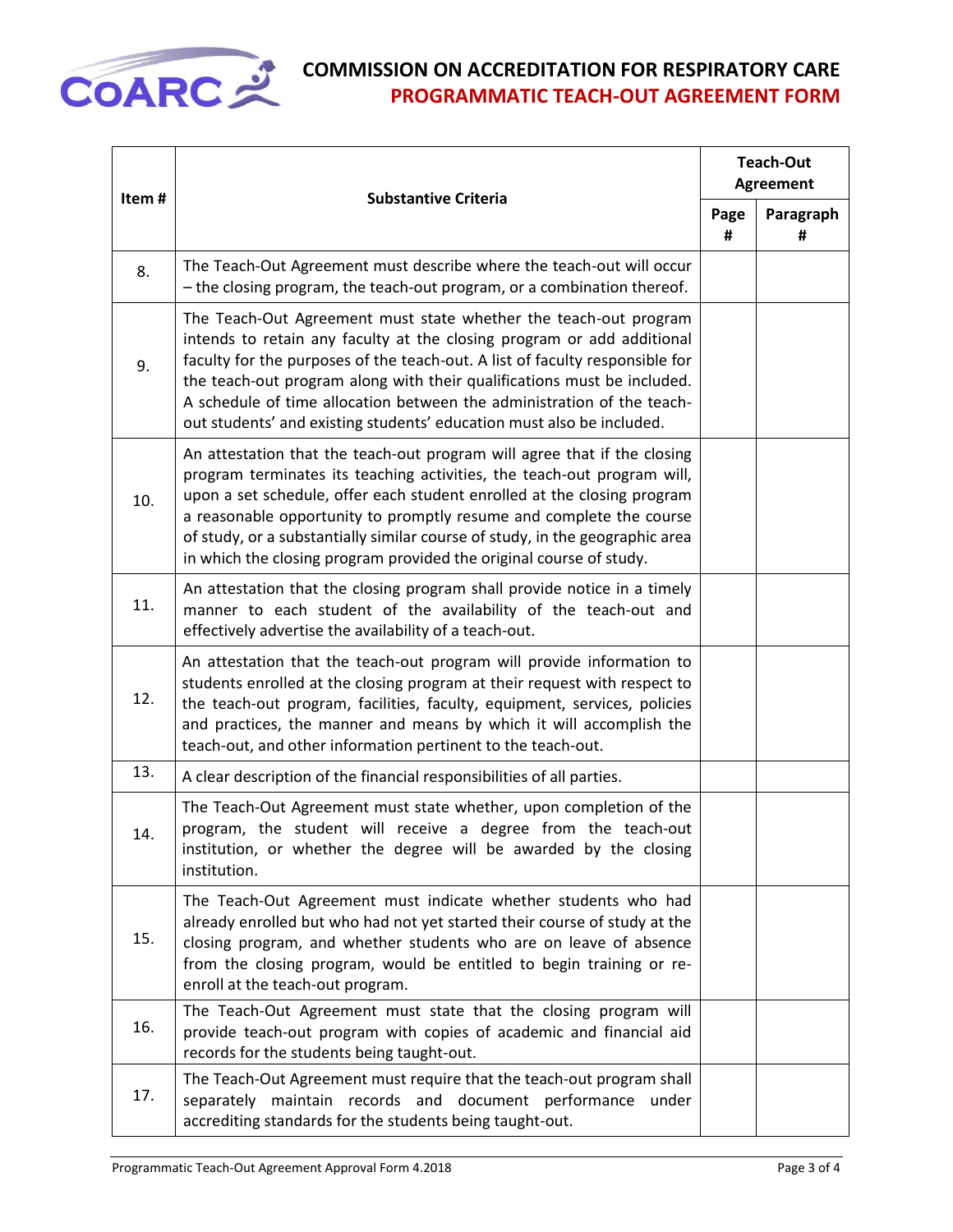# COMMISSION ON ACCREDITATION FOR RESPIRATORY CARE
## PROGRAMMATIC TEACH-OUT AGREEMENT FORM

| Item # | Substantive Criteria | Teach-Out Agreement | |
|---|---|---|---|
| | | Page # | Paragraph # |
| 8. | The Teach-Out Agreement must describe where the teach-out will occur – the closing program, the teach-out program, or a combination thereof. | | |
| 9. | The Teach-Out Agreement must state whether the teach-out program intends to retain any faculty at the closing program or add additional faculty for the purposes of the teach-out. A list of faculty responsible for the teach-out program along with their qualifications must be included. A schedule of time allocation between the administration of the teach-out students' and existing students' education must also be included. | | |
| 10. | An attestation that the teach-out program will agree that if the closing program terminates its teaching activities, the teach-out program will, upon a set schedule, offer each student enrolled at the closing program a reasonable opportunity to promptly resume and complete the course of study, or a substantially similar course of study, in the geographic area in which the closing program provided the original course of study. | | |
| 11. | An attestation that the closing program shall provide notice in a timely manner to each student of the availability of the teach-out and effectively advertise the availability of a teach-out. | | |
| 12. | An attestation that the teach-out program will provide information to students enrolled at the closing program at their request with respect to the teach-out program, facilities, faculty, equipment, services, policies and practices, the manner and means by which it will accomplish the teach-out, and other information pertinent to the teach-out. | | |
| 13. | A clear description of the financial responsibilities of all parties. | | |
| 14. | The Teach-Out Agreement must state whether, upon completion of the program, the student will receive a degree from the teach-out institution, or whether the degree will be awarded by the closing institution. | | |
| 15. | The Teach-Out Agreement must indicate whether students who had already enrolled but who had not yet started their course of study at the closing program, and whether students who are on leave of absence from the closing program, would be entitled to begin training or re-enroll at the teach-out program. | | |
| 16. | The Teach-Out Agreement must state that the closing program will provide teach-out program with copies of academic and financial aid records for the students being taught-out. | | |
| 17. | The Teach-Out Agreement must require that the teach-out program shall separately maintain records and document performance under accrediting standards for the students being taught-out. | | |

Programmatic Teach-Out Agreement Approval Form 4.2018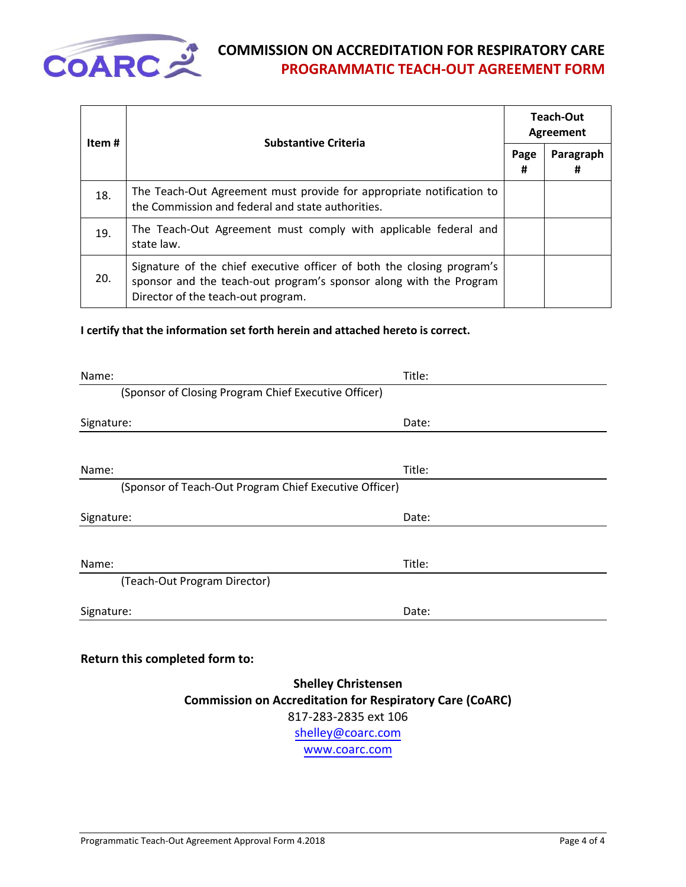# COMMISSION ON ACCREDITATION FOR RESPIRATORY CARE
## PROGRAMMATIC TEACH-OUT AGREEMENT FORM

| Item # | Substantive Criteria | Teach-Out Agreement | |
|---|---|---|---|
| | | Page # | Paragraph # |
| 18. | The Teach-Out Agreement must provide for appropriate notification to the Commission and federal and state authorities. | | |
| 19. | The Teach-Out Agreement must comply with applicable federal and state law. | | |
| 20. | Signature of the chief executive officer of both the closing program's sponsor and the teach-out program's sponsor along with the Program Director of the teach-out program. | | |

**I certify that the information set forth herein and attached hereto is correct.**

Name: ______________________________ Title: ______________________________
(Sponsor of Closing Program Chief Executive Officer)

Signature: ______________________________ Date: ______________________________

Name: ______________________________ Title: ______________________________
(Sponsor of Teach-Out Program Chief Executive Officer)

Signature: ______________________________ Date: ______________________________

Name: ______________________________ Title: ______________________________
(Teach-Out Program Director)

Signature: ______________________________ Date: ______________________________

**Return this completed form to:**

**Shelley Christensen**
**Commission on Accreditation for Respiratory Care (CoARC)**
817-283-2835 ext 106
shelley@coarc.com
www.coarc.com

Programmatic Teach-Out Agreement Approval Form 4.2018